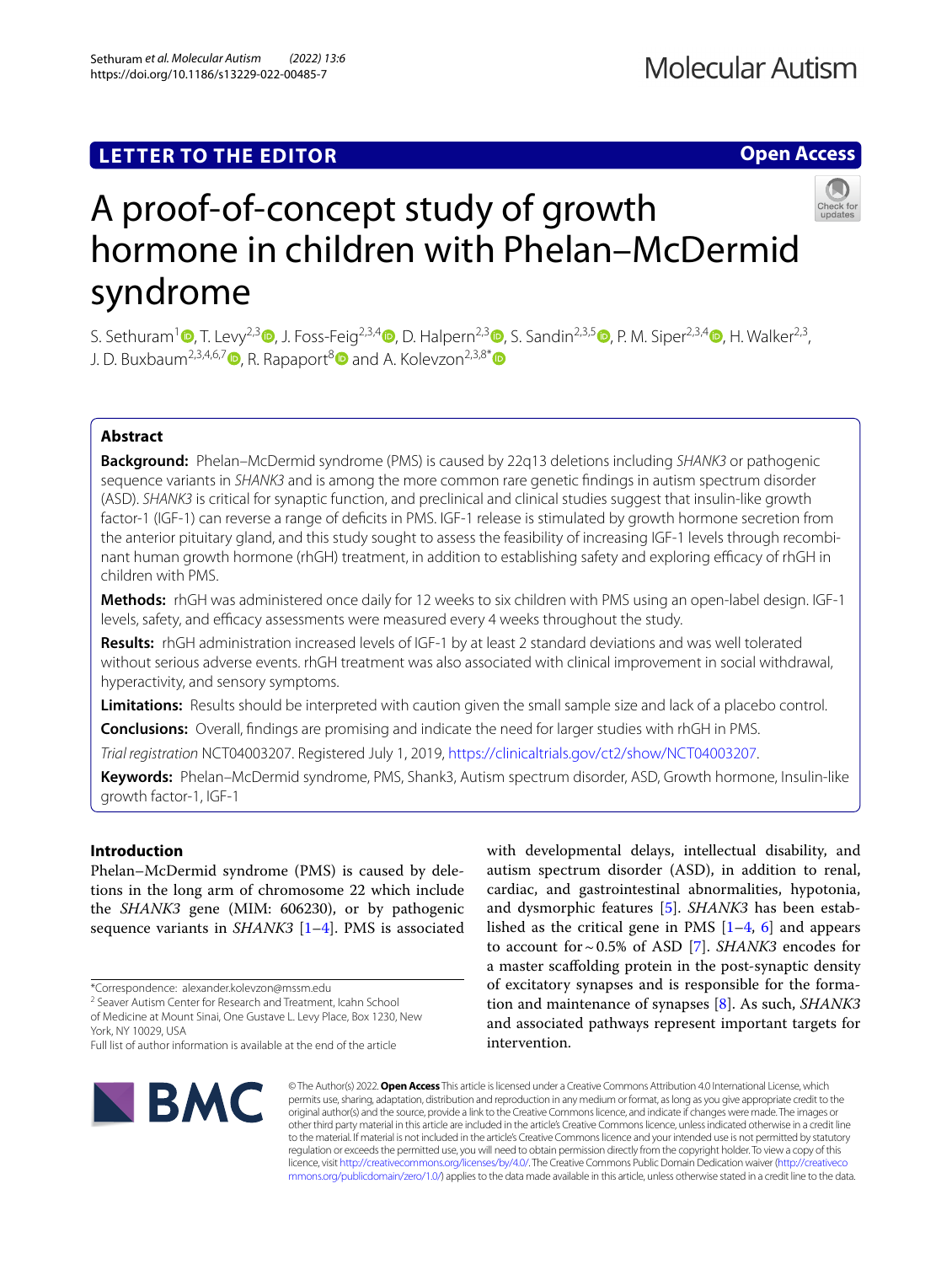**LETTER TO THE EDITOR** **Open Access**

# A proof-of-concept study of growth hormone in children with Phelan–McDermid syndrome

S. Sethuram[1], T. Levy[2,3], J. Foss-Feig[2,3,4], D. Halpern[2,3], S. Sandin[2,3,5], P. M. Siper[2,3,4], H. Walker[2,3], J. D. Buxbaum[2,3,4,6,7], R. Rapaport[8] and A. Kolevzon[2,3,8]*

## Abstract

**Background:** Phelan–McDermid syndrome (PMS) is caused by 22q13 deletions including *SHANK3* or pathogenic sequence variants in *SHANK3* and is among the more common rare genetic findings in autism spectrum disorder (ASD). *SHANK3* is critical for synaptic function, and preclinical and clinical studies suggest that insulin-like growth factor-1 (IGF-1) can reverse a range of deficits in PMS. IGF-1 release is stimulated by growth hormone secretion from the anterior pituitary gland, and this study sought to assess the feasibility of increasing IGF-1 levels through recombinant human growth hormone (rhGH) treatment, in addition to establishing safety and exploring efficacy of rhGH in children with PMS.

**Methods:** rhGH was administered once daily for 12 weeks to six children with PMS using an open-label design. IGF-1 levels, safety, and efficacy assessments were measured every 4 weeks throughout the study.

**Results:** rhGH administration increased levels of IGF-1 by at least 2 standard deviations and was well tolerated without serious adverse events. rhGH treatment was also associated with clinical improvement in social withdrawal, hyperactivity, and sensory symptoms.

**Limitations:** Results should be interpreted with caution given the small sample size and lack of a placebo control.

**Conclusions:** Overall, findings are promising and indicate the need for larger studies with rhGH in PMS.

*Trial registration* NCT04003207. Registered July 1, 2019, https://clinicaltrials.gov/ct2/show/NCT04003207.

**Keywords:** Phelan–McDermid syndrome, PMS, Shank3, Autism spectrum disorder, ASD, Growth hormone, Insulin-like growth factor-1, IGF-1

## Introduction

Phelan–McDermid syndrome (PMS) is caused by deletions in the long arm of chromosome 22 which include the *SHANK3* gene (MIM: 606230), or by pathogenic sequence variants in *SHANK3* [1–4]. PMS is associated with developmental delays, intellectual disability, and autism spectrum disorder (ASD), in addition to renal, cardiac, and gastrointestinal abnormalities, hypotonia, and dysmorphic features [5]. *SHANK3* has been established as the critical gene in PMS [1–4, 6] and appears to account for ~0.5% of ASD [7]. *SHANK3* encodes for a master scaffolding protein in the post-synaptic density of excitatory synapses and is responsible for the formation and maintenance of synapses [8]. As such, *SHANK3* and associated pathways represent important targets for intervention.

*Correspondence: alexander.kolevzon@mssm.edu
[2] Seaver Autism Center for Research and Treatment, Icahn School of Medicine at Mount Sinai, One Gustave L. Levy Place, Box 1230, New York, NY 10029, USA
Full list of author information is available at the end of the article

© The Author(s) 2022. **Open Access** This article is licensed under a Creative Commons Attribution 4.0 International License, which permits use, sharing, adaptation, distribution and reproduction in any medium or format, as long as you give appropriate credit to the original author(s) and the source, provide a link to the Creative Commons licence, and indicate if changes were made. The images or other third party material in this article are included in the article's Creative Commons licence, unless indicated otherwise in a credit line to the material. If material is not included in the article's Creative Commons licence and your intended use is not permitted by statutory regulation or exceeds the permitted use, you will need to obtain permission directly from the copyright holder. To view a copy of this licence, visit http://creativecommons.org/licenses/by/4.0/. The Creative Commons Public Domain Dedication waiver (http://creativecommons.org/publicdomain/zero/1.0/) applies to the data made available in this article, unless otherwise stated in a credit line to the data.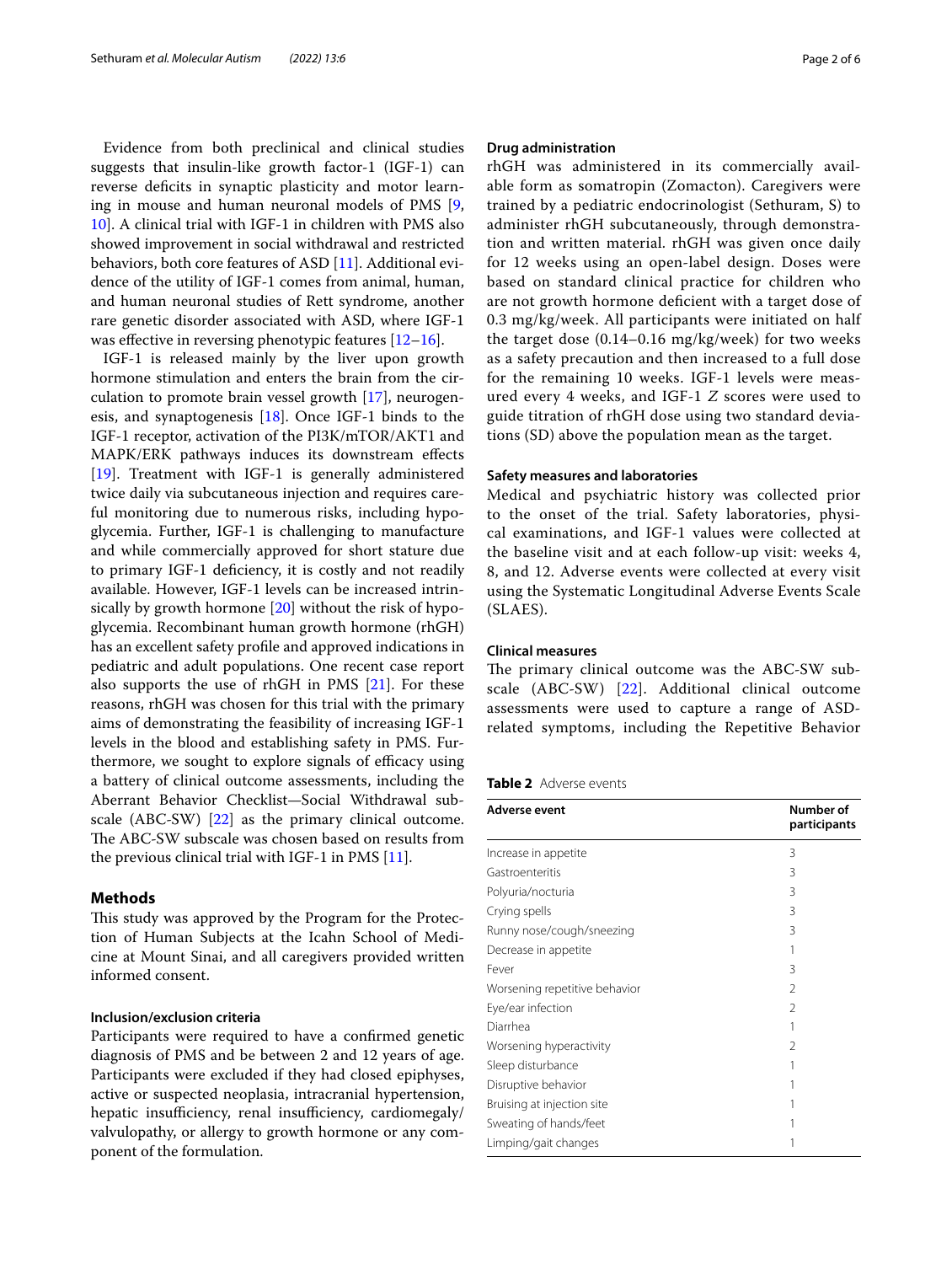Evidence from both preclinical and clinical studies suggests that insulin-like growth factor-1 (IGF-1) can reverse deficits in synaptic plasticity and motor learning in mouse and human neuronal models of PMS [9, 10]. A clinical trial with IGF-1 in children with PMS also showed improvement in social withdrawal and restricted behaviors, both core features of ASD [11]. Additional evidence of the utility of IGF-1 comes from animal, human, and human neuronal studies of Rett syndrome, another rare genetic disorder associated with ASD, where IGF-1 was effective in reversing phenotypic features [12–16].

IGF-1 is released mainly by the liver upon growth hormone stimulation and enters the brain from the circulation to promote brain vessel growth [17], neurogenesis, and synaptogenesis [18]. Once IGF-1 binds to the IGF-1 receptor, activation of the PI3K/mTOR/AKT1 and MAPK/ERK pathways induces its downstream effects [19]. Treatment with IGF-1 is generally administered twice daily via subcutaneous injection and requires careful monitoring due to numerous risks, including hypoglycemia. Further, IGF-1 is challenging to manufacture and while commercially approved for short stature due to primary IGF-1 deficiency, it is costly and not readily available. However, IGF-1 levels can be increased intrinsically by growth hormone [20] without the risk of hypoglycemia. Recombinant human growth hormone (rhGH) has an excellent safety profile and approved indications in pediatric and adult populations. One recent case report also supports the use of rhGH in PMS [21]. For these reasons, rhGH was chosen for this trial with the primary aims of demonstrating the feasibility of increasing IGF-1 levels in the blood and establishing safety in PMS. Furthermore, we sought to explore signals of efficacy using a battery of clinical outcome assessments, including the Aberrant Behavior Checklist—Social Withdrawal subscale (ABC-SW) [22] as the primary clinical outcome. The ABC-SW subscale was chosen based on results from the previous clinical trial with IGF-1 in PMS [11].

## Methods

This study was approved by the Program for the Protection of Human Subjects at the Icahn School of Medicine at Mount Sinai, and all caregivers provided written informed consent.

### Inclusion/exclusion criteria

Participants were required to have a confirmed genetic diagnosis of PMS and be between 2 and 12 years of age. Participants were excluded if they had closed epiphyses, active or suspected neoplasia, intracranial hypertension, hepatic insufficiency, renal insufficiency, cardiomegaly/valvulopathy, or allergy to growth hormone or any component of the formulation.

### Drug administration

rhGH was administered in its commercially available form as somatropin (Zomacton). Caregivers were trained by a pediatric endocrinologist (Sethuram, S) to administer rhGH subcutaneously, through demonstration and written material. rhGH was given once daily for 12 weeks using an open-label design. Doses were based on standard clinical practice for children who are not growth hormone deficient with a target dose of 0.3 mg/kg/week. All participants were initiated on half the target dose (0.14–0.16 mg/kg/week) for two weeks as a safety precaution and then increased to a full dose for the remaining 10 weeks. IGF-1 levels were measured every 4 weeks, and IGF-1 *Z* scores were used to guide titration of rhGH dose using two standard deviations (SD) above the population mean as the target.

### Safety measures and laboratories

Medical and psychiatric history was collected prior to the onset of the trial. Safety laboratories, physical examinations, and IGF-1 values were collected at the baseline visit and at each follow-up visit: weeks 4, 8, and 12. Adverse events were collected at every visit using the Systematic Longitudinal Adverse Events Scale (SLAES).

### Clinical measures

The primary clinical outcome was the ABC-SW subscale (ABC-SW) [22]. Additional clinical outcome assessments were used to capture a range of ASD-related symptoms, including the Repetitive Behavior

**Table 2** Adverse events

| Adverse event | Number of participants |
|---|---|
| Increase in appetite | 3 |
| Gastroenteritis | 3 |
| Polyuria/nocturia | 3 |
| Crying spells | 3 |
| Runny nose/cough/sneezing | 3 |
| Decrease in appetite | 1 |
| Fever | 3 |
| Worsening repetitive behavior | 2 |
| Eye/ear infection | 2 |
| Diarrhea | 1 |
| Worsening hyperactivity | 2 |
| Sleep disturbance | 1 |
| Disruptive behavior | 1 |
| Bruising at injection site | 1 |
| Sweating of hands/feet | 1 |
| Limping/gait changes | 1 |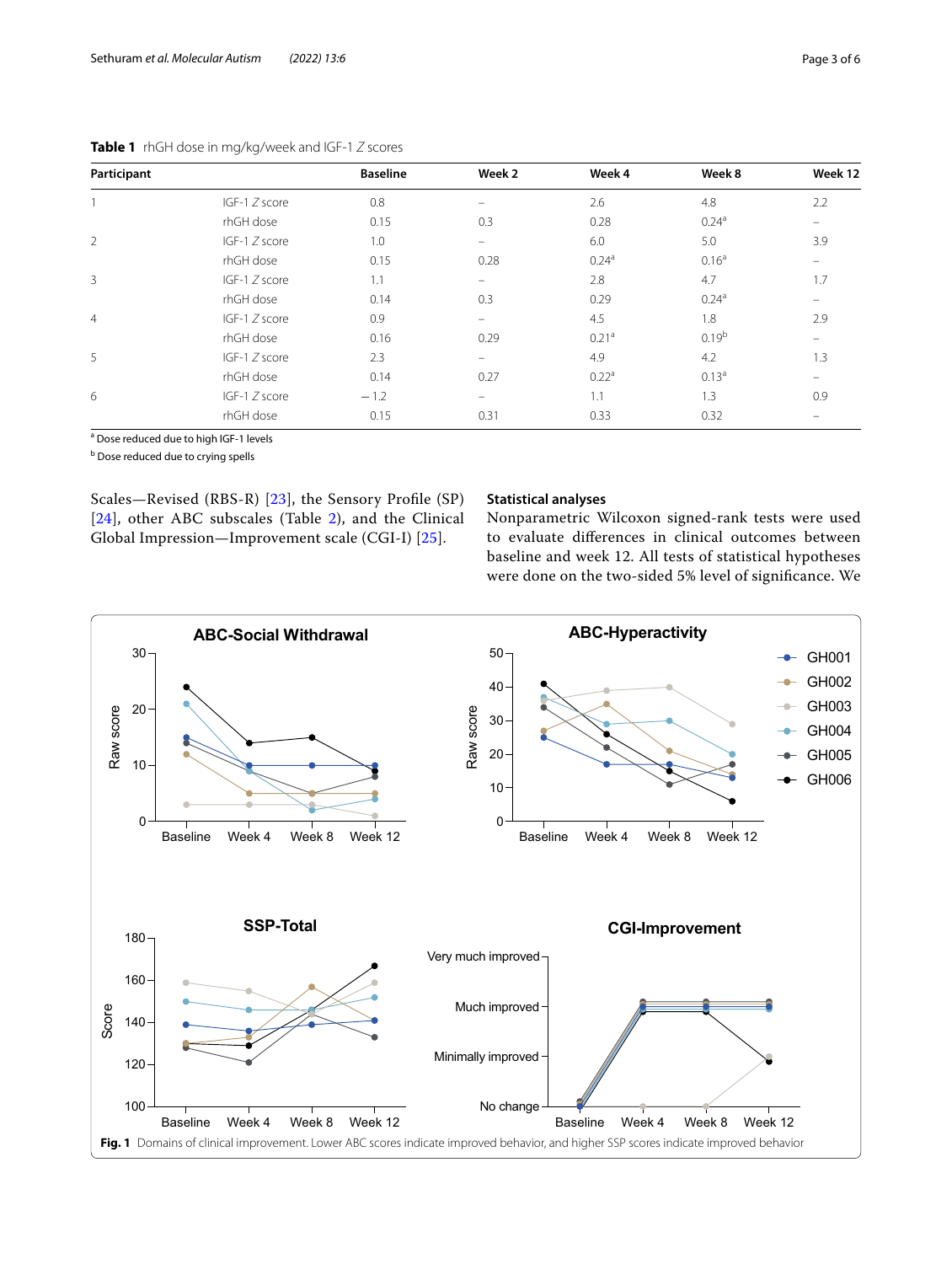**Table 1** rhGH dose in mg/kg/week and IGF-1 *Z* scores

| Participant | | Baseline | Week 2 | Week 4 | Week 8 | Week 12 |
|---|---|---|---|---|---|---|
| 1 | IGF-1 *Z* score | 0.8 | – | 2.6 | 4.8 | 2.2 |
| | rhGH dose | 0.15 | 0.3 | 0.28 | 0.24[a] | – |
| 2 | IGF-1 *Z* score | 1.0 | – | 6.0 | 5.0 | 3.9 |
| | rhGH dose | 0.15 | 0.28 | 0.24[a] | 0.16[a] | – |
| 3 | IGF-1 *Z* score | 1.1 | – | 2.8 | 4.7 | 1.7 |
| | rhGH dose | 0.14 | 0.3 | 0.29 | 0.24[a] | – |
| 4 | IGF-1 *Z* score | 0.9 | – | 4.5 | 1.8 | 2.9 |
| | rhGH dose | 0.16 | 0.29 | 0.21[a] | 0.19[b] | – |
| 5 | IGF-1 *Z* score | 2.3 | – | 4.9 | 4.2 | 1.3 |
| | rhGH dose | 0.14 | 0.27 | 0.22[a] | 0.13[a] | – |
| 6 | IGF-1 *Z* score | −1.2 | – | 1.1 | 1.3 | 0.9 |
| | rhGH dose | 0.15 | 0.31 | 0.33 | 0.32 | – |

[a] Dose reduced due to high IGF-1 levels

[b] Dose reduced due to crying spells

Scales—Revised (RBS-R) [23], the Sensory Profile (SP) [24], other ABC subscales (Table 2), and the Clinical Global Impression—Improvement scale (CGI-I) [25].

### Statistical analyses

Nonparametric Wilcoxon signed-rank tests were used to evaluate differences in clinical outcomes between baseline and week 12. All tests of statistical hypotheses were done on the two-sided 5% level of significance. We

**Fig. 1** Domains of clinical improvement. Lower ABC scores indicate improved behavior, and higher SSP scores indicate improved behavior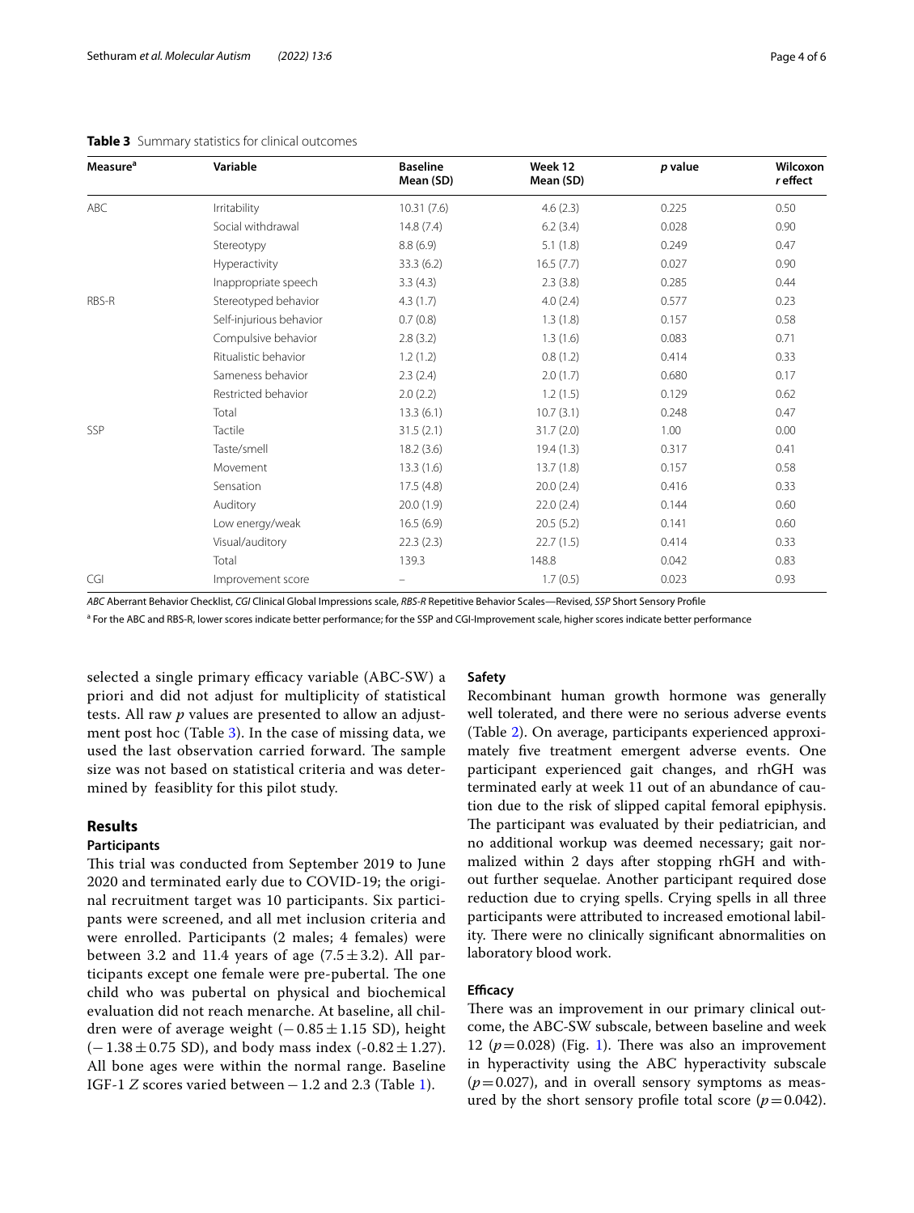**Table 3** Summary statistics for clinical outcomes

| Measure[a] | Variable | Baseline Mean (SD) | Week 12 Mean (SD) | *p* value | Wilcoxon *r* effect |
|---|---|---|---|---|---|
| ABC | Irritability | 10.31 (7.6) | 4.6 (2.3) | 0.225 | 0.50 |
| | Social withdrawal | 14.8 (7.4) | 6.2 (3.4) | 0.028 | 0.90 |
| | Stereotypy | 8.8 (6.9) | 5.1 (1.8) | 0.249 | 0.47 |
| | Hyperactivity | 33.3 (6.2) | 16.5 (7.7) | 0.027 | 0.90 |
| | Inappropriate speech | 3.3 (4.3) | 2.3 (3.8) | 0.285 | 0.44 |
| RBS-R | Stereotyped behavior | 4.3 (1.7) | 4.0 (2.4) | 0.577 | 0.23 |
| | Self-injurious behavior | 0.7 (0.8) | 1.3 (1.8) | 0.157 | 0.58 |
| | Compulsive behavior | 2.8 (3.2) | 1.3 (1.6) | 0.083 | 0.71 |
| | Ritualistic behavior | 1.2 (1.2) | 0.8 (1.2) | 0.414 | 0.33 |
| | Sameness behavior | 2.3 (2.4) | 2.0 (1.7) | 0.680 | 0.17 |
| | Restricted behavior | 2.0 (2.2) | 1.2 (1.5) | 0.129 | 0.62 |
| | Total | 13.3 (6.1) | 10.7 (3.1) | 0.248 | 0.47 |
| SSP | Tactile | 31.5 (2.1) | 31.7 (2.0) | 1.00 | 0.00 |
| | Taste/smell | 18.2 (3.6) | 19.4 (1.3) | 0.317 | 0.41 |
| | Movement | 13.3 (1.6) | 13.7 (1.8) | 0.157 | 0.58 |
| | Sensation | 17.5 (4.8) | 20.0 (2.4) | 0.416 | 0.33 |
| | Auditory | 20.0 (1.9) | 22.0 (2.4) | 0.144 | 0.60 |
| | Low energy/weak | 16.5 (6.9) | 20.5 (5.2) | 0.141 | 0.60 |
| | Visual/auditory | 22.3 (2.3) | 22.7 (1.5) | 0.414 | 0.33 |
| | Total | 139.3 | 148.8 | 0.042 | 0.83 |
| CGI | Improvement score | – | 1.7 (0.5) | 0.023 | 0.93 |

*ABC* Aberrant Behavior Checklist, *CGI* Clinical Global Impressions scale, *RBS-R* Repetitive Behavior Scales—Revised, *SSP* Short Sensory Profile

[a] For the ABC and RBS-R, lower scores indicate better performance; for the SSP and CGI-Improvement scale, higher scores indicate better performance

selected a single primary efficacy variable (ABC-SW) a priori and did not adjust for multiplicity of statistical tests. All raw *p* values are presented to allow an adjustment post hoc (Table 3). In the case of missing data, we used the last observation carried forward. The sample size was not based on statistical criteria and was determined by feasiblity for this pilot study.

## Results

### Participants

This trial was conducted from September 2019 to June 2020 and terminated early due to COVID-19; the original recruitment target was 10 participants. Six participants were screened, and all met inclusion criteria and were enrolled. Participants (2 males; 4 females) were between 3.2 and 11.4 years of age ($7.5 \pm 3.2$). All participants except one female were pre-pubertal. The one child who was pubertal on physical and biochemical evaluation did not reach menarche. At baseline, all children were of average weight ($-0.85 \pm 1.15$ SD), height ($-1.38 \pm 0.75$ SD), and body mass index ($-0.82 \pm 1.27$). All bone ages were within the normal range. Baseline IGF-1 *Z* scores varied between $-1.2$ and 2.3 (Table 1).

### Safety

Recombinant human growth hormone was generally well tolerated, and there were no serious adverse events (Table 2). On average, participants experienced approximately five treatment emergent adverse events. One participant experienced gait changes, and rhGH was terminated early at week 11 out of an abundance of caution due to the risk of slipped capital femoral epiphysis. The participant was evaluated by their pediatrician, and no additional workup was deemed necessary; gait normalized within 2 days after stopping rhGH and without further sequelae. Another participant required dose reduction due to crying spells. Crying spells in all three participants were attributed to increased emotional lability. There were no clinically significant abnormalities on laboratory blood work.

### Efficacy

There was an improvement in our primary clinical outcome, the ABC-SW subscale, between baseline and week 12 ($p = 0.028$) (Fig. 1). There was also an improvement in hyperactivity using the ABC hyperactivity subscale ($p = 0.027$), and in overall sensory symptoms as measured by the short sensory profile total score ($p = 0.042$).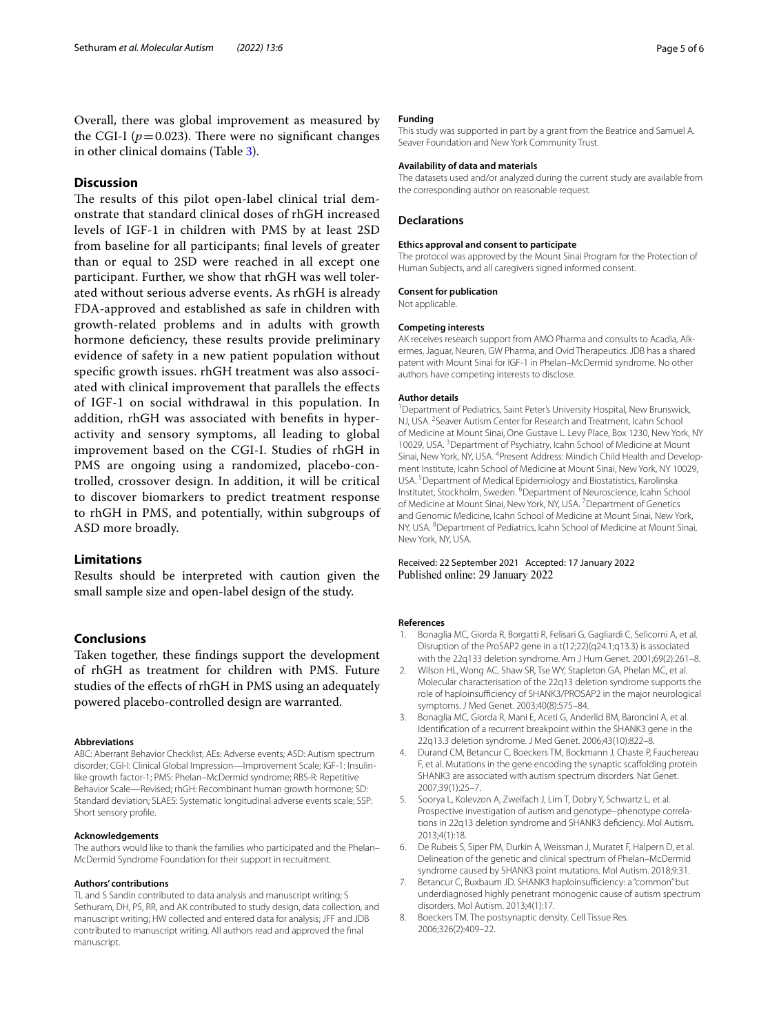Overall, there was global improvement as measured by the CGI-I ($p = 0.023$). There were no significant changes in other clinical domains (Table 3).

## Discussion

The results of this pilot open-label clinical trial demonstrate that standard clinical doses of rhGH increased levels of IGF-1 in children with PMS by at least 2SD from baseline for all participants; final levels of greater than or equal to 2SD were reached in all except one participant. Further, we show that rhGH was well tolerated without serious adverse events. As rhGH is already FDA-approved and established as safe in children with growth-related problems and in adults with growth hormone deficiency, these results provide preliminary evidence of safety in a new patient population without specific growth issues. rhGH treatment was also associated with clinical improvement that parallels the effects of IGF-1 on social withdrawal in this population. In addition, rhGH was associated with benefits in hyperactivity and sensory symptoms, all leading to global improvement based on the CGI-I. Studies of rhGH in PMS are ongoing using a randomized, placebo-controlled, crossover design. In addition, it will be critical to discover biomarkers to predict treatment response to rhGH in PMS, and potentially, within subgroups of ASD more broadly.

## Limitations

Results should be interpreted with caution given the small sample size and open-label design of the study.

## Conclusions

Taken together, these findings support the development of rhGH as treatment for children with PMS. Future studies of the effects of rhGH in PMS using an adequately powered placebo-controlled design are warranted.

#### Abbreviations

ABC: Aberrant Behavior Checklist; AEs: Adverse events; ASD: Autism spectrum disorder; CGI-I: Clinical Global Impression—Improvement Scale; IGF-1: Insulin-like growth factor-1; PMS: Phelan–McDermid syndrome; RBS-R: Repetitive Behavior Scale—Revised; rhGH: Recombinant human growth hormone; SD: Standard deviation; SLAES: Systematic longitudinal adverse events scale; SSP: Short sensory profile.

#### Acknowledgements

The authors would like to thank the families who participated and the Phelan–McDermid Syndrome Foundation for their support in recruitment.

#### Authors' contributions

TL and S Sandin contributed to data analysis and manuscript writing; S Sethuram, DH, PS, RR, and AK contributed to study design, data collection, and manuscript writing; HW collected and entered data for analysis; JFF and JDB contributed to manuscript writing. All authors read and approved the final manuscript.

#### Funding

This study was supported in part by a grant from the Beatrice and Samuel A. Seaver Foundation and New York Community Trust.

#### Availability of data and materials

The datasets used and/or analyzed during the current study are available from the corresponding author on reasonable request.

### Declarations

#### Ethics approval and consent to participate

The protocol was approved by the Mount Sinai Program for the Protection of Human Subjects, and all caregivers signed informed consent.

#### Consent for publication

Not applicable.

#### Competing interests

AK receives research support from AMO Pharma and consults to Acadia, Alkermes, Jaguar, Neuren, GW Pharma, and Ovid Therapeutics. JDB has a shared patent with Mount Sinai for IGF-1 in Phelan–McDermid syndrome. No other authors have competing interests to disclose.

#### Author details

[1]Department of Pediatrics, Saint Peter's University Hospital, New Brunswick, NJ, USA. [2]Seaver Autism Center for Research and Treatment, Icahn School of Medicine at Mount Sinai, One Gustave L. Levy Place, Box 1230, New York, NY 10029, USA. [3]Department of Psychiatry, Icahn School of Medicine at Mount Sinai, New York, NY, USA. [4]Present Address: Mindich Child Health and Development Institute, Icahn School of Medicine at Mount Sinai, New York, NY 10029, USA. [5]Department of Medical Epidemiology and Biostatistics, Karolinska Institutet, Stockholm, Sweden. [6]Department of Neuroscience, Icahn School of Medicine at Mount Sinai, New York, NY, USA. [7]Department of Genetics and Genomic Medicine, Icahn School of Medicine at Mount Sinai, New York, NY, USA. [8]Department of Pediatrics, Icahn School of Medicine at Mount Sinai, New York, NY, USA.

Received: 22 September 2021 Accepted: 17 January 2022
Published online: 29 January 2022

#### References

1. Bonaglia MC, Giorda R, Borgatti R, Felisari G, Gagliardi C, Selicorni A, et al. Disruption of the ProSAP2 gene in a t(12;22)(q24.1;q13.3) is associated with the 22q133 deletion syndrome. Am J Hum Genet. 2001;69(2):261–8.
2. Wilson HL, Wong AC, Shaw SR, Tse WY, Stapleton GA, Phelan MC, et al. Molecular characterisation of the 22q13 deletion syndrome supports the role of haploinsufficiency of SHANK3/PROSAP2 in the major neurological symptoms. J Med Genet. 2003;40(8):575–84.
3. Bonaglia MC, Giorda R, Mani E, Aceti G, Anderlid BM, Baroncini A, et al. Identification of a recurrent breakpoint within the SHANK3 gene in the 22q13.3 deletion syndrome. J Med Genet. 2006;43(10):822–8.
4. Durand CM, Betancur C, Boeckers TM, Bockmann J, Chaste P, Fauchereau F, et al. Mutations in the gene encoding the synaptic scaffolding protein SHANK3 are associated with autism spectrum disorders. Nat Genet. 2007;39(1):25–7.
5. Soorya L, Kolevzon A, Zweifach J, Lim T, Dobry Y, Schwartz L, et al. Prospective investigation of autism and genotype–phenotype correlations in 22q13 deletion syndrome and SHANK3 deficiency. Mol Autism. 2013;4(1):18.
6. De Rubeis S, Siper PM, Durkin A, Weissman J, Muratet F, Halpern D, et al. Delineation of the genetic and clinical spectrum of Phelan–McDermid syndrome caused by SHANK3 point mutations. Mol Autism. 2018;9:31.
7. Betancur C, Buxbaum JD. SHANK3 haploinsufficiency: a "common" but underdiagnosed highly penetrant monogenic cause of autism spectrum disorders. Mol Autism. 2013;4(1):17.
8. Boeckers TM. The postsynaptic density. Cell Tissue Res. 2006;326(2):409–22.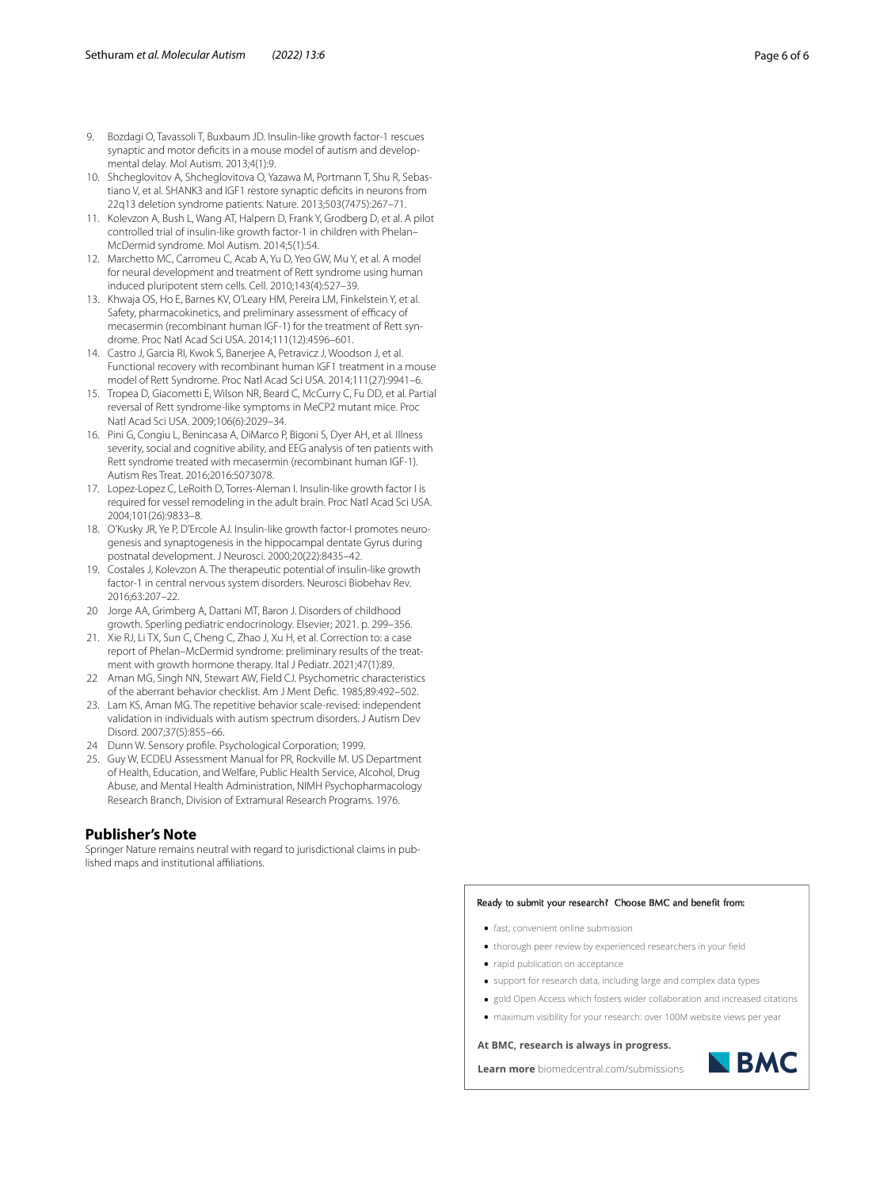9. Bozdagi O, Tavassoli T, Buxbaum JD. Insulin-like growth factor-1 rescues synaptic and motor deficits in a mouse model of autism and developmental delay. Mol Autism. 2013;4(1):9.
10. Shcheglovitov A, Shcheglovitova O, Yazawa M, Portmann T, Shu R, Sebastiano V, et al. SHANK3 and IGF1 restore synaptic deficits in neurons from 22q13 deletion syndrome patients. Nature. 2013;503(7475):267–71.
11. Kolevzon A, Bush L, Wang AT, Halpern D, Frank Y, Grodberg D, et al. A pilot controlled trial of insulin-like growth factor-1 in children with Phelan–McDermid syndrome. Mol Autism. 2014;5(1):54.
12. Marchetto MC, Carromeu C, Acab A, Yu D, Yeo GW, Mu Y, et al. A model for neural development and treatment of Rett syndrome using human induced pluripotent stem cells. Cell. 2010;143(4):527–39.
13. Khwaja OS, Ho E, Barnes KV, O'Leary HM, Pereira LM, Finkelstein Y, et al. Safety, pharmacokinetics, and preliminary assessment of efficacy of mecasermin (recombinant human IGF-1) for the treatment of Rett syndrome. Proc Natl Acad Sci USA. 2014;111(12):4596–601.
14. Castro J, Garcia RI, Kwok S, Banerjee A, Petravicz J, Woodson J, et al. Functional recovery with recombinant human IGF1 treatment in a mouse model of Rett Syndrome. Proc Natl Acad Sci USA. 2014;111(27):9941–6.
15. Tropea D, Giacometti E, Wilson NR, Beard C, McCurry C, Fu DD, et al. Partial reversal of Rett syndrome-like symptoms in MeCP2 mutant mice. Proc Natl Acad Sci USA. 2009;106(6):2029–34.
16. Pini G, Congiu L, Benincasa A, DiMarco P, Bigoni S, Dyer AH, et al. Illness severity, social and cognitive ability, and EEG analysis of ten patients with Rett syndrome treated with mecasermin (recombinant human IGF-1). Autism Res Treat. 2016;2016:5073078.
17. Lopez-Lopez C, LeRoith D, Torres-Aleman I. Insulin-like growth factor I is required for vessel remodeling in the adult brain. Proc Natl Acad Sci USA. 2004;101(26):9833–8.
18. O'Kusky JR, Ye P, D'Ercole AJ. Insulin-like growth factor-I promotes neurogenesis and synaptogenesis in the hippocampal dentate Gyrus during postnatal development. J Neurosci. 2000;20(22):8435–42.
19. Costales J, Kolevzon A. The therapeutic potential of insulin-like growth factor-1 in central nervous system disorders. Neurosci Biobehav Rev. 2016;63:207–22.
20. Jorge AA, Grimberg A, Dattani MT, Baron J. Disorders of childhood growth. Sperling pediatric endocrinology. Elsevier; 2021. p. 299–356.
21. Xie RJ, Li TX, Sun C, Cheng C, Zhao J, Xu H, et al. Correction to: a case report of Phelan–McDermid syndrome: preliminary results of the treatment with growth hormone therapy. Ital J Pediatr. 2021;47(1):89.
22. Aman MG, Singh NN, Stewart AW, Field CJ. Psychometric characteristics of the aberrant behavior checklist. Am J Ment Defic. 1985;89:492–502.
23. Lam KS, Aman MG. The repetitive behavior scale-revised: independent validation in individuals with autism spectrum disorders. J Autism Dev Disord. 2007;37(5):855–66.
24. Dunn W. Sensory profile. Psychological Corporation; 1999.
25. Guy W, ECDEU Assessment Manual for PR, Rockville M. US Department of Health, Education, and Welfare, Public Health Service, Alcohol, Drug Abuse, and Mental Health Administration, NIMH Psychopharmacology Research Branch, Division of Extramural Research Programs. 1976.

## Publisher's Note

Springer Nature remains neutral with regard to jurisdictional claims in published maps and institutional affiliations.

Ready to submit your research? Choose BMC and benefit from:

- fast, convenient online submission
- thorough peer review by experienced researchers in your field
- rapid publication on acceptance
- support for research data, including large and complex data types
- gold Open Access which fosters wider collaboration and increased citations
- maximum visibility for your research: over 100M website views per year

**At BMC, research is always in progress.**

**Learn more** biomedcentral.com/submissions

BMC